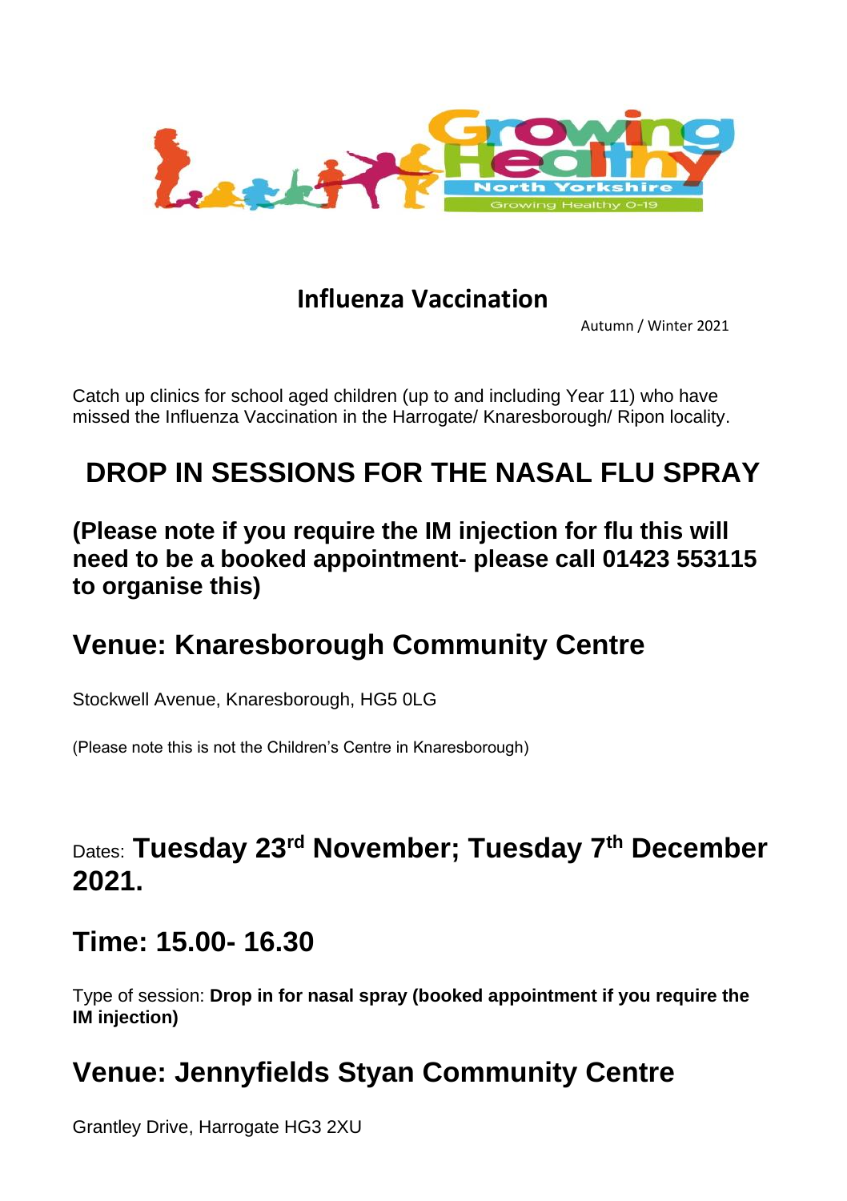# Influenza Vaccination

Autumn / Winter 2021

Catch up clinics for school aged children (up to and including Year 11) who have missed the Influenza Vaccination in the Harrogate/ Knaresborough/ Ripon locality.

## DROP IN SESSIONS FOR THE NASAL FLU SPRAY

### (Please note if you require the IM injection for flu this will need to be a booked appointment- please call 01423 553115 to organise this)

## Venue: Knaresborough Community Centre

Stockwell Avenue, Knaresborough, HG5 0LG

(Please note this is not the Children's Centre in Knaresborough)

Dates: **Tuesday 23rd November; Tuesday 7th December 2021.**

## Time: 15.00- 16.30

Type of session: **Drop in for nasal spray (booked appointment if you require the IM injection)**

## Venue: Jennyfields Styan Community Centre

Grantley Drive, Harrogate HG3 2XU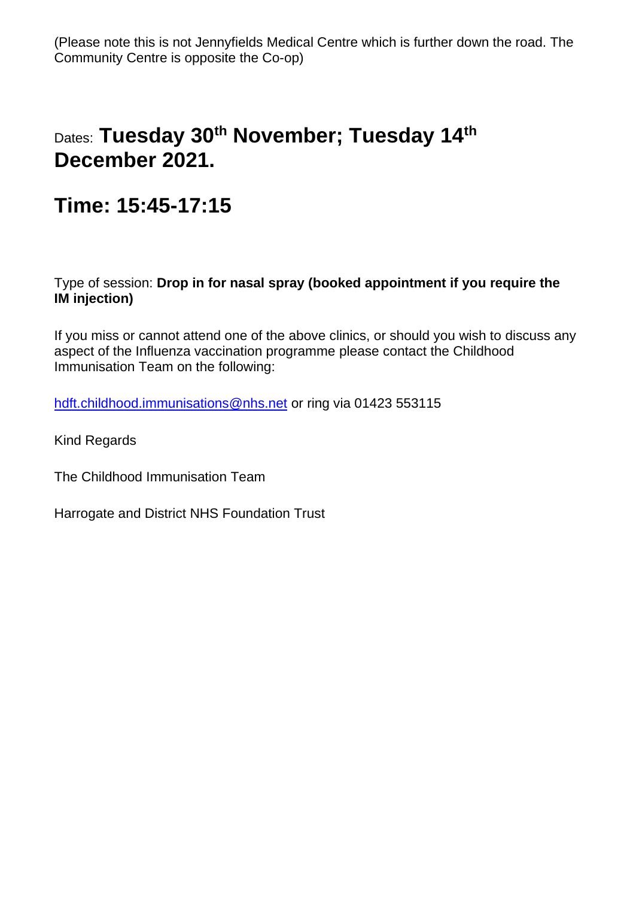(Please note this is not Jennyfields Medical Centre which is further down the road. The Community Centre is opposite the Co-op)

## Dates: **Tuesday 30th November; Tuesday 14th December 2021.**

## Time: 15:45-17:15

Type of session: **Drop in for nasal spray (booked appointment if you require the IM injection)**

If you miss or cannot attend one of the above clinics, or should you wish to discuss any aspect of the Influenza vaccination programme please contact the Childhood Immunisation Team on the following:

hdft.childhood.immunisations@nhs.net or ring via 01423 553115

Kind Regards

The Childhood Immunisation Team

Harrogate and District NHS Foundation Trust